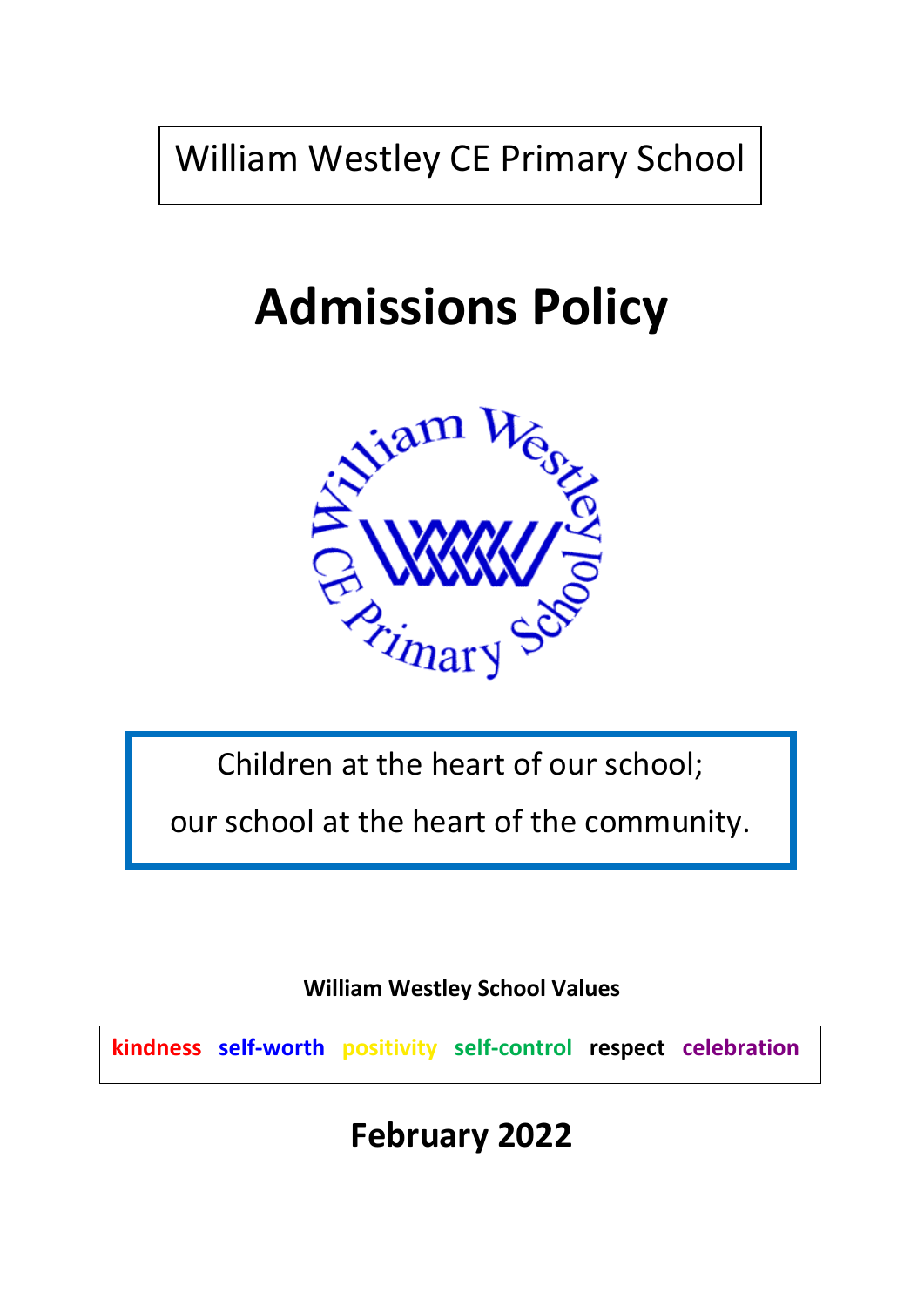William Westley CE Primary School

# Admissions Policy

Children at the heart of our school;

our school at the heart of the community.

**William Westley School Values**

**kindness** **self-worth** **positivity** **self-control** **respect** **celebration**

## February 2022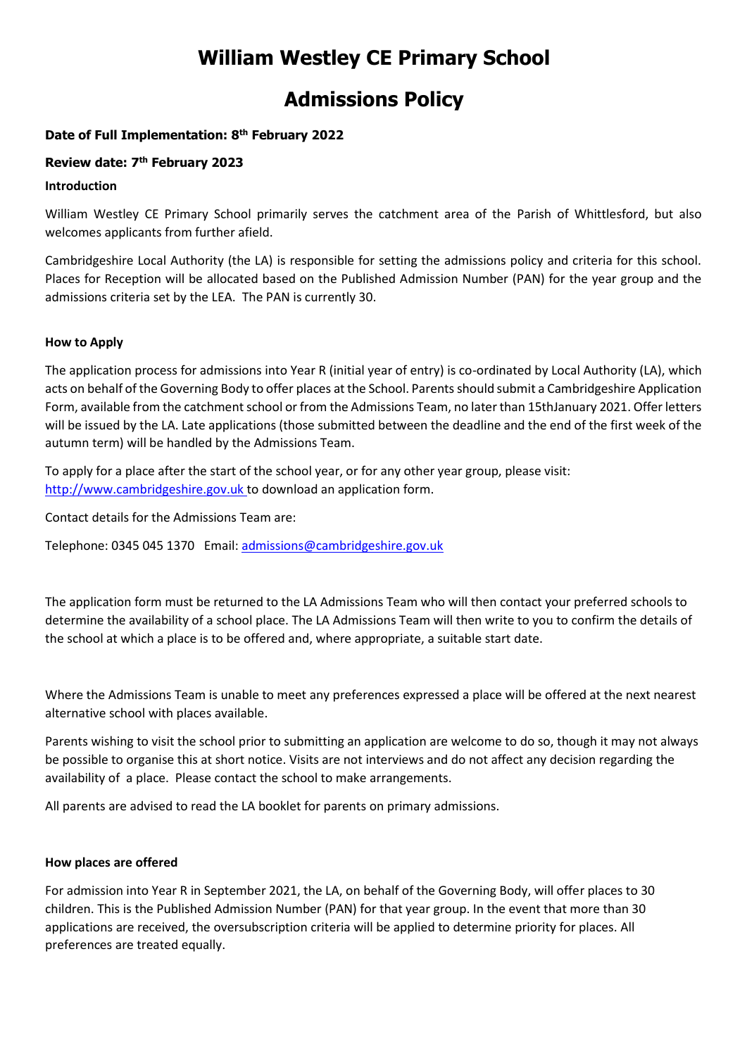# William Westley CE Primary School

# Admissions Policy

**Date of Full Implementation: 8th February 2022**

**Review date: 7th February 2023**

**Introduction**

William Westley CE Primary School primarily serves the catchment area of the Parish of Whittlesford, but also welcomes applicants from further afield.

Cambridgeshire Local Authority (the LA) is responsible for setting the admissions policy and criteria for this school. Places for Reception will be allocated based on the Published Admission Number (PAN) for the year group and the admissions criteria set by the LEA. The PAN is currently 30.

**How to Apply**

The application process for admissions into Year R (initial year of entry) is co-ordinated by Local Authority (LA), which acts on behalf of the Governing Body to offer places at the School. Parents should submit a Cambridgeshire Application Form, available from the catchment school or from the Admissions Team, no later than 15thJanuary 2021. Offer letters will be issued by the LA. Late applications (those submitted between the deadline and the end of the first week of the autumn term) will be handled by the Admissions Team.

To apply for a place after the start of the school year, or for any other year group, please visit: http://www.cambridgeshire.gov.uk to download an application form.

Contact details for the Admissions Team are:

Telephone: 0345 045 1370 Email: admissions@cambridgeshire.gov.uk

The application form must be returned to the LA Admissions Team who will then contact your preferred schools to determine the availability of a school place. The LA Admissions Team will then write to you to confirm the details of the school at which a place is to be offered and, where appropriate, a suitable start date.

Where the Admissions Team is unable to meet any preferences expressed a place will be offered at the next nearest alternative school with places available.

Parents wishing to visit the school prior to submitting an application are welcome to do so, though it may not always be possible to organise this at short notice. Visits are not interviews and do not affect any decision regarding the availability of a place. Please contact the school to make arrangements.

All parents are advised to read the LA booklet for parents on primary admissions.

**How places are offered**

For admission into Year R in September 2021, the LA, on behalf of the Governing Body, will offer places to 30 children. This is the Published Admission Number (PAN) for that year group. In the event that more than 30 applications are received, the oversubscription criteria will be applied to determine priority for places. All preferences are treated equally.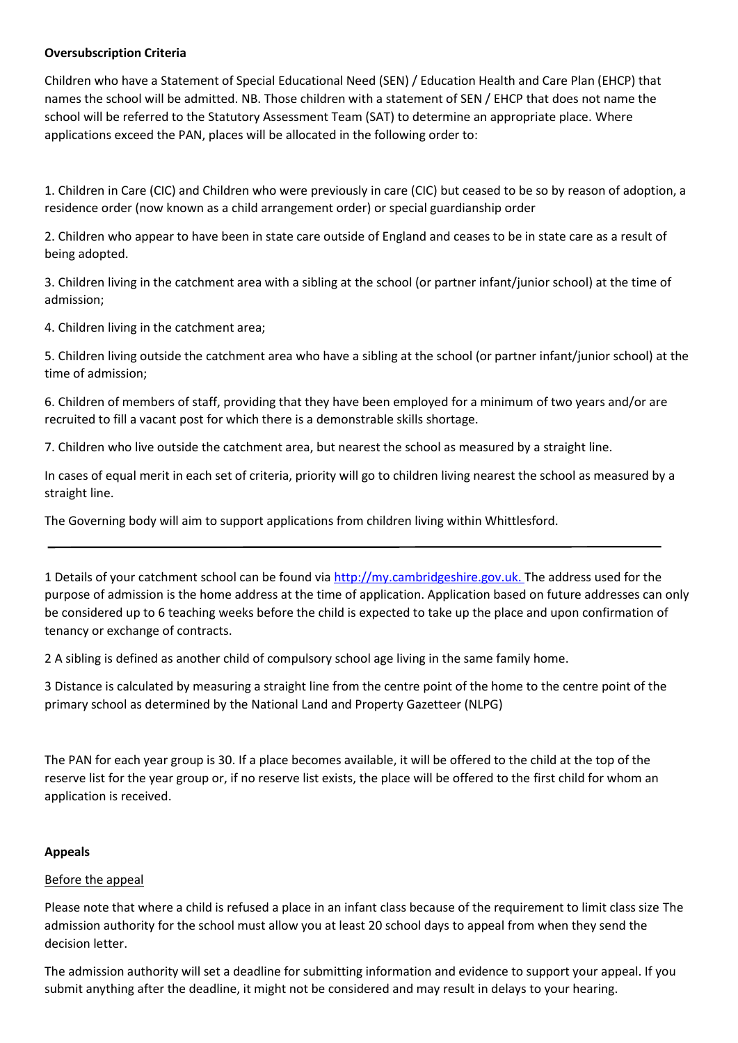**Oversubscription Criteria**

Children who have a Statement of Special Educational Need (SEN) / Education Health and Care Plan (EHCP) that names the school will be admitted. NB. Those children with a statement of SEN / EHCP that does not name the school will be referred to the Statutory Assessment Team (SAT) to determine an appropriate place. Where applications exceed the PAN, places will be allocated in the following order to:

1. Children in Care (CIC) and Children who were previously in care (CIC) but ceased to be so by reason of adoption, a residence order (now known as a child arrangement order) or special guardianship order

2. Children who appear to have been in state care outside of England and ceases to be in state care as a result of being adopted.

3. Children living in the catchment area with a sibling at the school (or partner infant/junior school) at the time of admission;

4. Children living in the catchment area;

5. Children living outside the catchment area who have a sibling at the school (or partner infant/junior school) at the time of admission;

6. Children of members of staff, providing that they have been employed for a minimum of two years and/or are recruited to fill a vacant post for which there is a demonstrable skills shortage.

7. Children who live outside the catchment area, but nearest the school as measured by a straight line.

In cases of equal merit in each set of criteria, priority will go to children living nearest the school as measured by a straight line.

The Governing body will aim to support applications from children living within Whittlesford.

---

1 Details of your catchment school can be found via [http://my.cambridgeshire.gov.uk.](http://my.cambridgeshire.gov.uk.) The address used for the purpose of admission is the home address at the time of application. Application based on future addresses can only be considered up to 6 teaching weeks before the child is expected to take up the place and upon confirmation of tenancy or exchange of contracts.

2 A sibling is defined as another child of compulsory school age living in the same family home.

3 Distance is calculated by measuring a straight line from the centre point of the home to the centre point of the primary school as determined by the National Land and Property Gazetteer (NLPG)

The PAN for each year group is 30. If a place becomes available, it will be offered to the child at the top of the reserve list for the year group or, if no reserve list exists, the place will be offered to the first child for whom an application is received.

**Appeals**

Before the appeal

Please note that where a child is refused a place in an infant class because of the requirement to limit class size The admission authority for the school must allow you at least 20 school days to appeal from when they send the decision letter.

The admission authority will set a deadline for submitting information and evidence to support your appeal. If you submit anything after the deadline, it might not be considered and may result in delays to your hearing.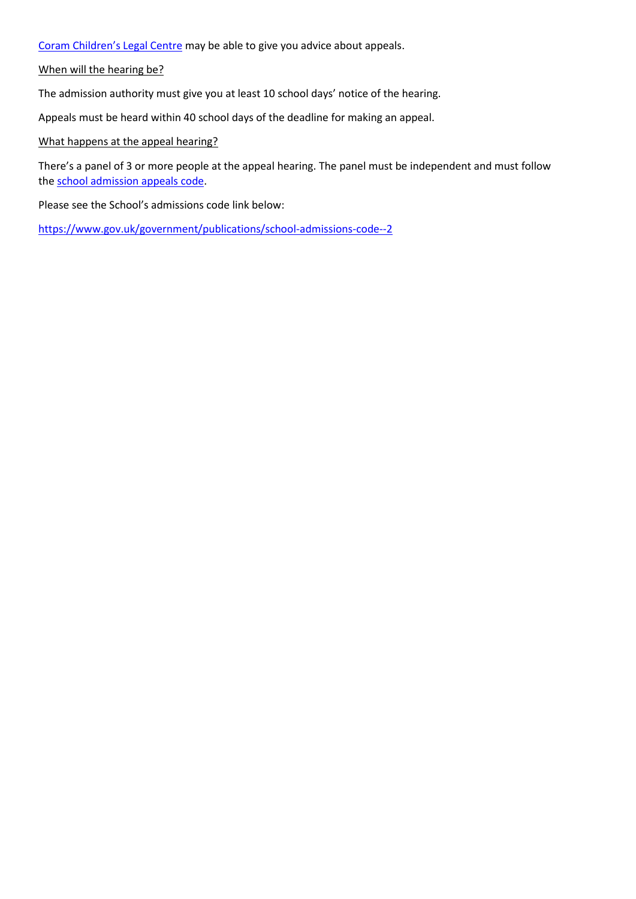[Coram Children's Legal Centre](#) may be able to give you advice about appeals.

When will the hearing be?

The admission authority must give you at least 10 school days' notice of the hearing.

Appeals must be heard within 40 school days of the deadline for making an appeal.

What happens at the appeal hearing?

There's a panel of 3 or more people at the appeal hearing. The panel must be independent and must follow the [school admission appeals code](#).

Please see the School's admissions code link below:

https://www.gov.uk/government/publications/school-admissions-code--2